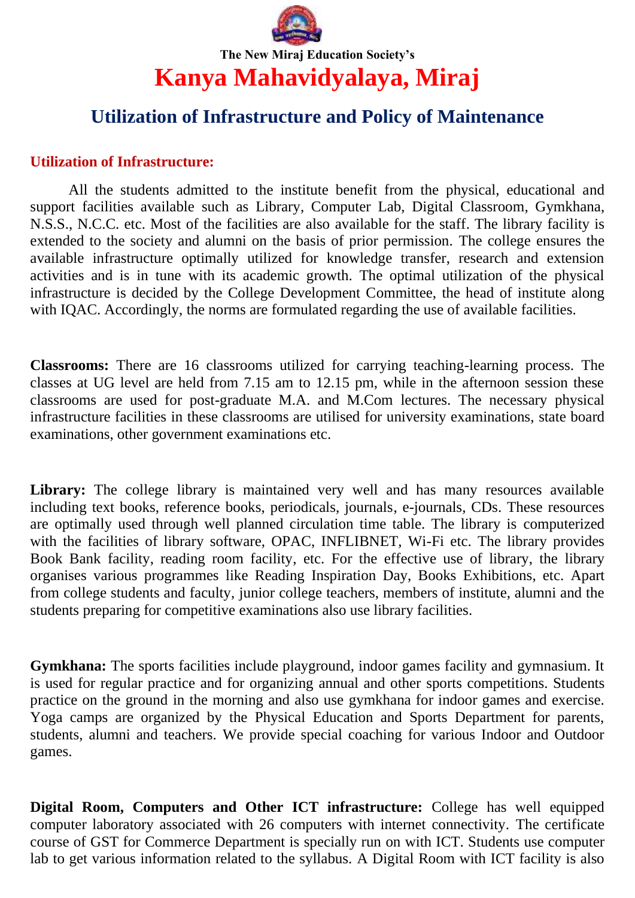The New Miraj Education Society's

# Kanya Mahavidyalaya, Miraj

## Utilization of Infrastructure and Policy of Maintenance

### Utilization of Infrastructure:

All the students admitted to the institute benefit from the physical, educational and support facilities available such as Library, Computer Lab, Digital Classroom, Gymkhana, N.S.S., N.C.C. etc. Most of the facilities are also available for the staff. The library facility is extended to the society and alumni on the basis of prior permission. The college ensures the available infrastructure optimally utilized for knowledge transfer, research and extension activities and is in tune with its academic growth. The optimal utilization of the physical infrastructure is decided by the College Development Committee, the head of institute along with IQAC. Accordingly, the norms are formulated regarding the use of available facilities.

**Classrooms:** There are 16 classrooms utilized for carrying teaching-learning process. The classes at UG level are held from 7.15 am to 12.15 pm, while in the afternoon session these classrooms are used for post-graduate M.A. and M.Com lectures. The necessary physical infrastructure facilities in these classrooms are utilised for university examinations, state board examinations, other government examinations etc.

**Library:** The college library is maintained very well and has many resources available including text books, reference books, periodicals, journals, e-journals, CDs. These resources are optimally used through well planned circulation time table. The library is computerized with the facilities of library software, OPAC, INFLIBNET, Wi-Fi etc. The library provides Book Bank facility, reading room facility, etc. For the effective use of library, the library organises various programmes like Reading Inspiration Day, Books Exhibitions, etc. Apart from college students and faculty, junior college teachers, members of institute, alumni and the students preparing for competitive examinations also use library facilities.

**Gymkhana:** The sports facilities include playground, indoor games facility and gymnasium. It is used for regular practice and for organizing annual and other sports competitions. Students practice on the ground in the morning and also use gymkhana for indoor games and exercise. Yoga camps are organized by the Physical Education and Sports Department for parents, students, alumni and teachers. We provide special coaching for various Indoor and Outdoor games.

**Digital Room, Computers and Other ICT infrastructure:** College has well equipped computer laboratory associated with 26 computers with internet connectivity. The certificate course of GST for Commerce Department is specially run on with ICT. Students use computer lab to get various information related to the syllabus. A Digital Room with ICT facility is also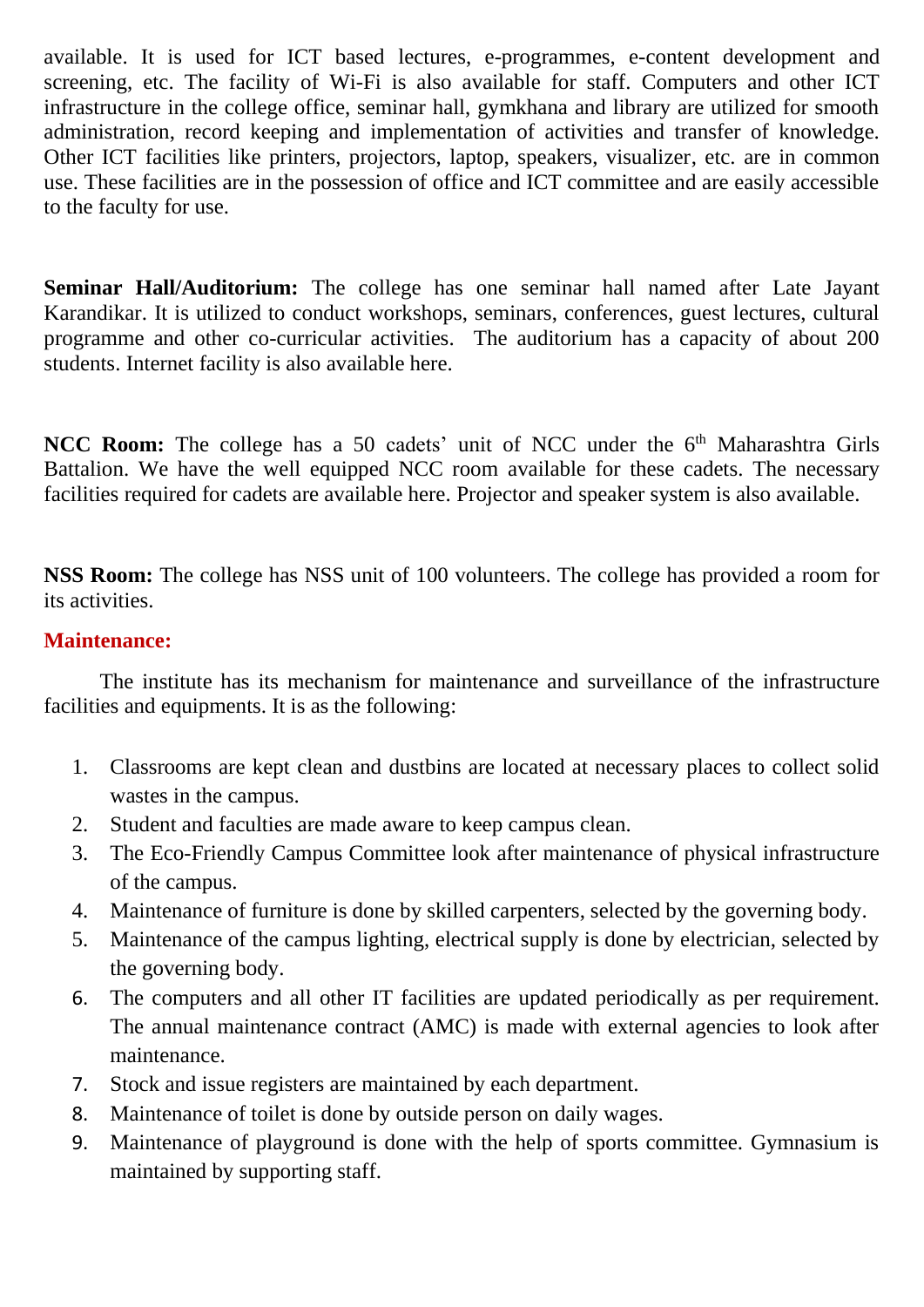available. It is used for ICT based lectures, e-programmes, e-content development and screening, etc. The facility of Wi-Fi is also available for staff. Computers and other ICT infrastructure in the college office, seminar hall, gymkhana and library are utilized for smooth administration, record keeping and implementation of activities and transfer of knowledge. Other ICT facilities like printers, projectors, laptop, speakers, visualizer, etc. are in common use. These facilities are in the possession of office and ICT committee and are easily accessible to the faculty for use.

**Seminar Hall/Auditorium:** The college has one seminar hall named after Late Jayant Karandikar. It is utilized to conduct workshops, seminars, conferences, guest lectures, cultural programme and other co-curricular activities. The auditorium has a capacity of about 200 students. Internet facility is also available here.

**NCC Room:** The college has a 50 cadets' unit of NCC under the 6th Maharashtra Girls Battalion. We have the well equipped NCC room available for these cadets. The necessary facilities required for cadets are available here. Projector and speaker system is also available.

**NSS Room:** The college has NSS unit of 100 volunteers. The college has provided a room for its activities.

## Maintenance:

The institute has its mechanism for maintenance and surveillance of the infrastructure facilities and equipments. It is as the following:

1. Classrooms are kept clean and dustbins are located at necessary places to collect solid wastes in the campus.
2. Student and faculties are made aware to keep campus clean.
3. The Eco-Friendly Campus Committee look after maintenance of physical infrastructure of the campus.
4. Maintenance of furniture is done by skilled carpenters, selected by the governing body.
5. Maintenance of the campus lighting, electrical supply is done by electrician, selected by the governing body.
6. The computers and all other IT facilities are updated periodically as per requirement. The annual maintenance contract (AMC) is made with external agencies to look after maintenance.
7. Stock and issue registers are maintained by each department.
8. Maintenance of toilet is done by outside person on daily wages.
9. Maintenance of playground is done with the help of sports committee. Gymnasium is maintained by supporting staff.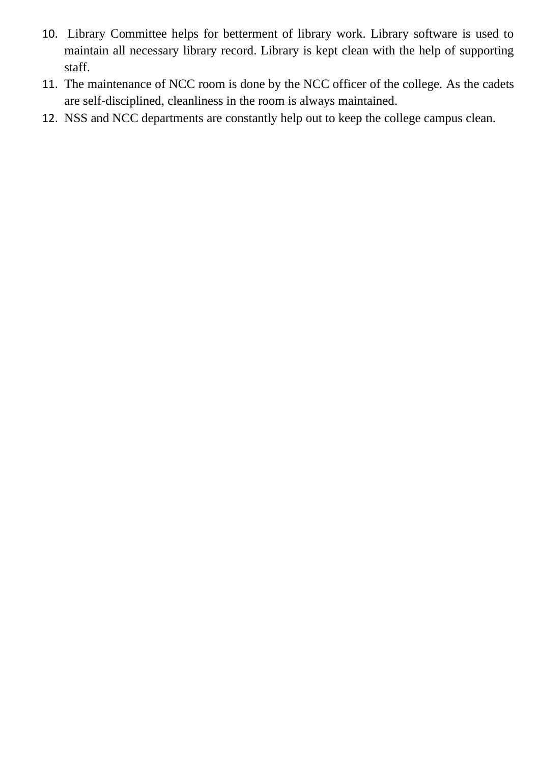10. Library Committee helps for betterment of library work. Library software is used to maintain all necessary library record. Library is kept clean with the help of supporting staff.
11. The maintenance of NCC room is done by the NCC officer of the college. As the cadets are self-disciplined, cleanliness in the room is always maintained.
12. NSS and NCC departments are constantly help out to keep the college campus clean.